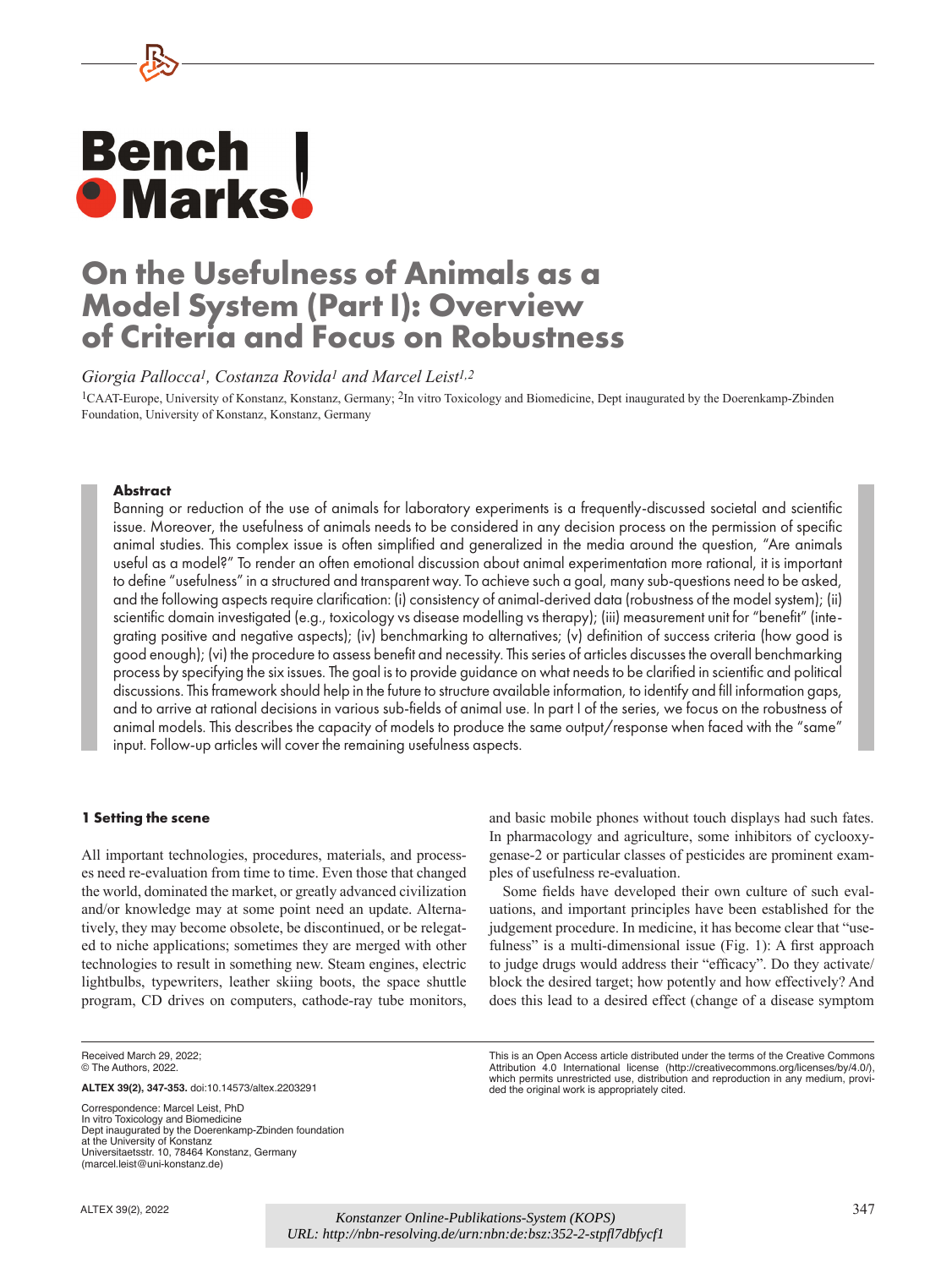# Bench Marks!

# On the Usefulness of Animals as a Model System (Part I): Overview of Criteria and Focus on Robustness

*Giorgia Pallocca[1], Costanza Rovida[1] and Marcel Leist[1,2]*

[1]CAAT-Europe, University of Konstanz, Konstanz, Germany; [2]In vitro Toxicology and Biomedicine, Dept inaugurated by the Doerenkamp-Zbinden Foundation, University of Konstanz, Konstanz, Germany

### Abstract

Banning or reduction of the use of animals for laboratory experiments is a frequently-discussed societal and scientific issue. Moreover, the usefulness of animals needs to be considered in any decision process on the permission of specific animal studies. This complex issue is often simplified and generalized in the media around the question, "Are animals useful as a model?" To render an often emotional discussion about animal experimentation more rational, it is important to define "usefulness" in a structured and transparent way. To achieve such a goal, many sub-questions need to be asked, and the following aspects require clarification: (i) consistency of animal-derived data (robustness of the model system); (ii) scientific domain investigated (e.g., toxicology vs disease modelling vs therapy); (iii) measurement unit for "benefit" (integrating positive and negative aspects); (iv) benchmarking to alternatives; (v) definition of success criteria (how good is good enough); (vi) the procedure to assess benefit and necessity. This series of articles discusses the overall benchmarking process by specifying the six issues. The goal is to provide guidance on what needs to be clarified in scientific and political discussions. This framework should help in the future to structure available information, to identify and fill information gaps, and to arrive at rational decisions in various sub-fields of animal use. In part I of the series, we focus on the robustness of animal models. This describes the capacity of models to produce the same output/response when faced with the "same" input. Follow-up articles will cover the remaining usefulness aspects.

## 1 Setting the scene

All important technologies, procedures, materials, and processes need re-evaluation from time to time. Even those that changed the world, dominated the market, or greatly advanced civilization and/or knowledge may at some point need an update. Alternatively, they may become obsolete, be discontinued, or be relegated to niche applications; sometimes they are merged with other technologies to result in something new. Steam engines, electric lightbulbs, typewriters, leather skiing boots, the space shuttle program, CD drives on computers, cathode-ray tube monitors, and basic mobile phones without touch displays had such fates. In pharmacology and agriculture, some inhibitors of cyclooxygenase-2 or particular classes of pesticides are prominent examples of usefulness re-evaluation.

Some fields have developed their own culture of such evaluations, and important principles have been established for the judgement procedure. In medicine, it has become clear that "usefulness" is a multi-dimensional issue (Fig. 1): A first approach to judge drugs would address their "efficacy". Do they activate/block the desired target; how potently and how effectively? And does this lead to a desired effect (change of a disease symptom

Received March 29, 2022;
© The Authors, 2022.

**ALTEX 39(2), 347-353.** doi:10.14573/altex.2203291

Correspondence: Marcel Leist, PhD
In vitro Toxicology and Biomedicine
Dept inaugurated by the Doerenkamp-Zbinden foundation
at the University of Konstanz
Universitaetsstr. 10, 78464 Konstanz, Germany
(marcel.leist@uni-konstanz.de)

This is an Open Access article distributed under the terms of the Creative Commons Attribution 4.0 International license (http://creativecommons.org/licenses/by/4.0/), which permits unrestricted use, distribution and reproduction in any medium, provided the original work is appropriately cited.

*Konstanzer Online-Publikations-System (KOPS)*
*URL: http://nbn-resolving.de/urn:nbn:de:bsz:352-2-stpfl7dbfycf1*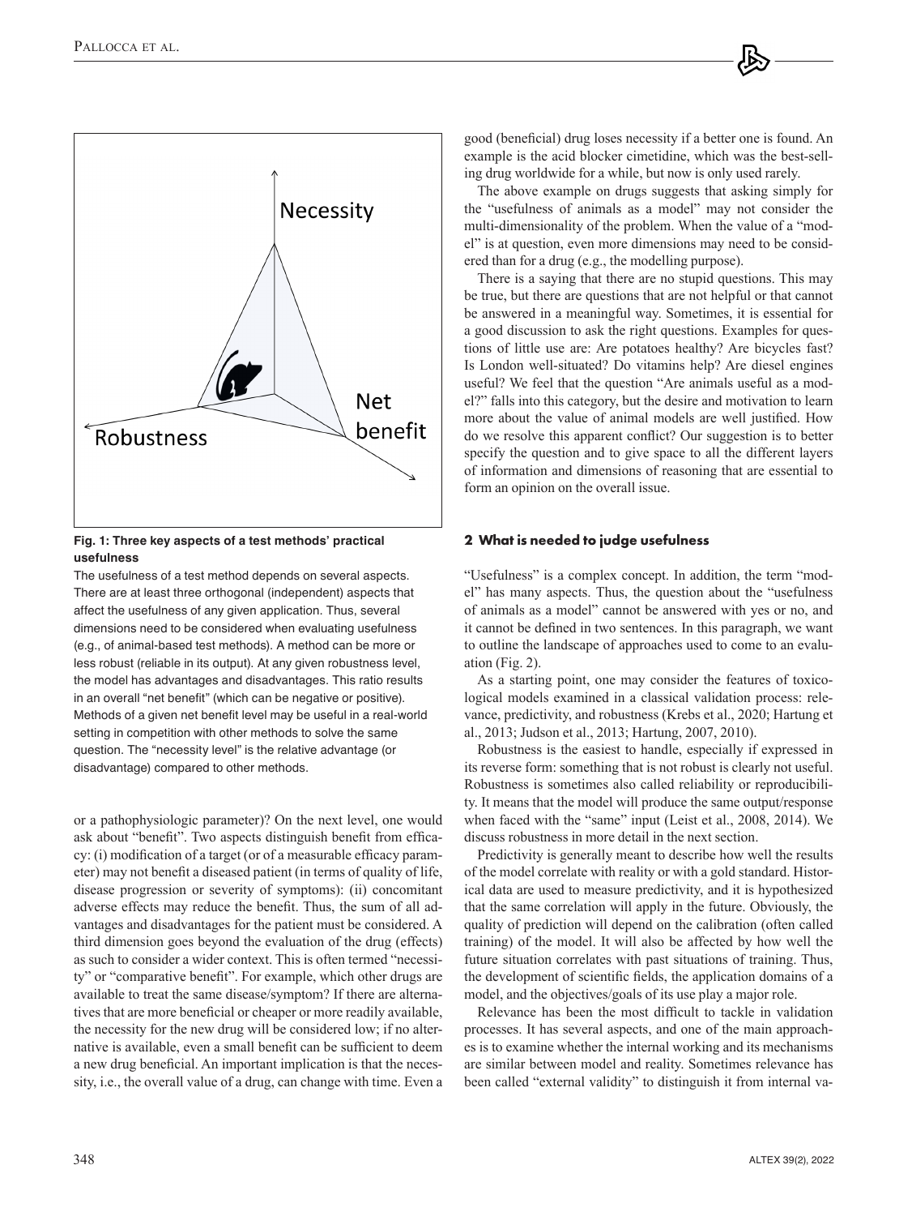**Fig. 1: Three key aspects of a test methods' practical usefulness**

The usefulness of a test method depends on several aspects. There are at least three orthogonal (independent) aspects that affect the usefulness of any given application. Thus, several dimensions need to be considered when evaluating usefulness (e.g., of animal-based test methods). A method can be more or less robust (reliable in its output). At any given robustness level, the model has advantages and disadvantages. This ratio results in an overall "net benefit" (which can be negative or positive). Methods of a given net benefit level may be useful in a real-world setting in competition with other methods to solve the same question. The "necessity level" is the relative advantage (or disadvantage) compared to other methods.

or a pathophysiologic parameter)? On the next level, one would ask about "benefit". Two aspects distinguish benefit from efficacy: (i) modification of a target (or of a measurable efficacy parameter) may not benefit a diseased patient (in terms of quality of life, disease progression or severity of symptoms): (ii) concomitant adverse effects may reduce the benefit. Thus, the sum of all advantages and disadvantages for the patient must be considered. A third dimension goes beyond the evaluation of the drug (effects) as such to consider a wider context. This is often termed "necessity" or "comparative benefit". For example, which other drugs are available to treat the same disease/symptom? If there are alternatives that are more beneficial or cheaper or more readily available, the necessity for the new drug will be considered low; if no alternative is available, even a small benefit can be sufficient to deem a new drug beneficial. An important implication is that the necessity, i.e., the overall value of a drug, can change with time. Even a good (beneficial) drug loses necessity if a better one is found. An example is the acid blocker cimetidine, which was the best-selling drug worldwide for a while, but now is only used rarely.

The above example on drugs suggests that asking simply for the "usefulness of animals as a model" may not consider the multi-dimensionality of the problem. When the value of a "model" is at question, even more dimensions may need to be considered than for a drug (e.g., the modelling purpose).

There is a saying that there are no stupid questions. This may be true, but there are questions that are not helpful or that cannot be answered in a meaningful way. Sometimes, it is essential for a good discussion to ask the right questions. Examples for questions of little use are: Are potatoes healthy? Are bicycles fast? Is London well-situated? Do vitamins help? Are diesel engines useful? We feel that the question "Are animals useful as a model?" falls into this category, but the desire and motivation to learn more about the value of animal models are well justified. How do we resolve this apparent conflict? Our suggestion is to better specify the question and to give space to all the different layers of information and dimensions of reasoning that are essential to form an opinion on the overall issue.

## 2 What is needed to judge usefulness

"Usefulness" is a complex concept. In addition, the term "model" has many aspects. Thus, the question about the "usefulness of animals as a model" cannot be answered with yes or no, and it cannot be defined in two sentences. In this paragraph, we want to outline the landscape of approaches used to come to an evaluation (Fig. 2).

As a starting point, one may consider the features of toxicological models examined in a classical validation process: relevance, predictivity, and robustness (Krebs et al., 2020; Hartung et al., 2013; Judson et al., 2013; Hartung, 2007, 2010).

Robustness is the easiest to handle, especially if expressed in its reverse form: something that is not robust is clearly not useful. Robustness is sometimes also called reliability or reproducibility. It means that the model will produce the same output/response when faced with the "same" input (Leist et al., 2008, 2014). We discuss robustness in more detail in the next section.

Predictivity is generally meant to describe how well the results of the model correlate with reality or with a gold standard. Historical data are used to measure predictivity, and it is hypothesized that the same correlation will apply in the future. Obviously, the quality of prediction will depend on the calibration (often called training) of the model. It will also be affected by how well the future situation correlates with past situations of training. Thus, the development of scientific fields, the application domains of a model, and the objectives/goals of its use play a major role.

Relevance has been the most difficult to tackle in validation processes. It has several aspects, and one of the main approaches is to examine whether the internal working and its mechanisms are similar between model and reality. Sometimes relevance has been called "external validity" to distinguish it from internal va-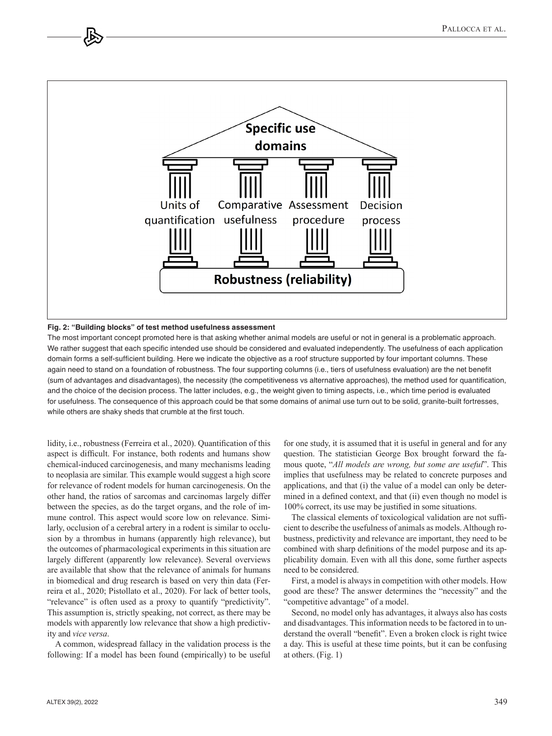**Fig. 2: "Building blocks" of test method usefulness assessment**

The most important concept promoted here is that asking whether animal models are useful or not in general is a problematic approach. We rather suggest that each specific intended use should be considered and evaluated independently. The usefulness of each application domain forms a self-sufficient building. Here we indicate the objective as a roof structure supported by four important columns. These again need to stand on a foundation of robustness. The four supporting columns (i.e., tiers of usefulness evaluation) are the net benefit (sum of advantages and disadvantages), the necessity (the competitiveness vs alternative approaches), the method used for quantification, and the choice of the decision process. The latter includes, e.g., the weight given to timing aspects, i.e., which time period is evaluated for usefulness. The consequence of this approach could be that some domains of animal use turn out to be solid, granite-built fortresses, while others are shaky sheds that crumble at the first touch.

lidity, i.e., robustness (Ferreira et al., 2020). Quantification of this aspect is difficult. For instance, both rodents and humans show chemical-induced carcinogenesis, and many mechanisms leading to neoplasia are similar. This example would suggest a high score for relevance of rodent models for human carcinogenesis. On the other hand, the ratios of sarcomas and carcinomas largely differ between the species, as do the target organs, and the role of immune control. This aspect would score low on relevance. Similarly, occlusion of a cerebral artery in a rodent is similar to occlusion by a thrombus in humans (apparently high relevance), but the outcomes of pharmacological experiments in this situation are largely different (apparently low relevance). Several overviews are available that show that the relevance of animals for humans in biomedical and drug research is based on very thin data (Ferreira et al., 2020; Pistollato et al., 2020). For lack of better tools, "relevance" is often used as a proxy to quantify "predictivity". This assumption is, strictly speaking, not correct, as there may be models with apparently low relevance that show a high predictivity and *vice versa*.

A common, widespread fallacy in the validation process is the following: If a model has been found (empirically) to be useful for one study, it is assumed that it is useful in general and for any question. The statistician George Box brought forward the famous quote, "*All models are wrong, but some are useful*". This implies that usefulness may be related to concrete purposes and applications, and that (i) the value of a model can only be determined in a defined context, and that (ii) even though no model is 100% correct, its use may be justified in some situations.

The classical elements of toxicological validation are not sufficient to describe the usefulness of animals as models. Although robustness, predictivity and relevance are important, they need to be combined with sharp definitions of the model purpose and its applicability domain. Even with all this done, some further aspects need to be considered.

First, a model is always in competition with other models. How good are these? The answer determines the "necessity" and the "competitive advantage" of a model.

Second, no model only has advantages, it always also has costs and disadvantages. This information needs to be factored in to understand the overall "benefit". Even a broken clock is right twice a day. This is useful at these time points, but it can be confusing at others. (Fig. 1)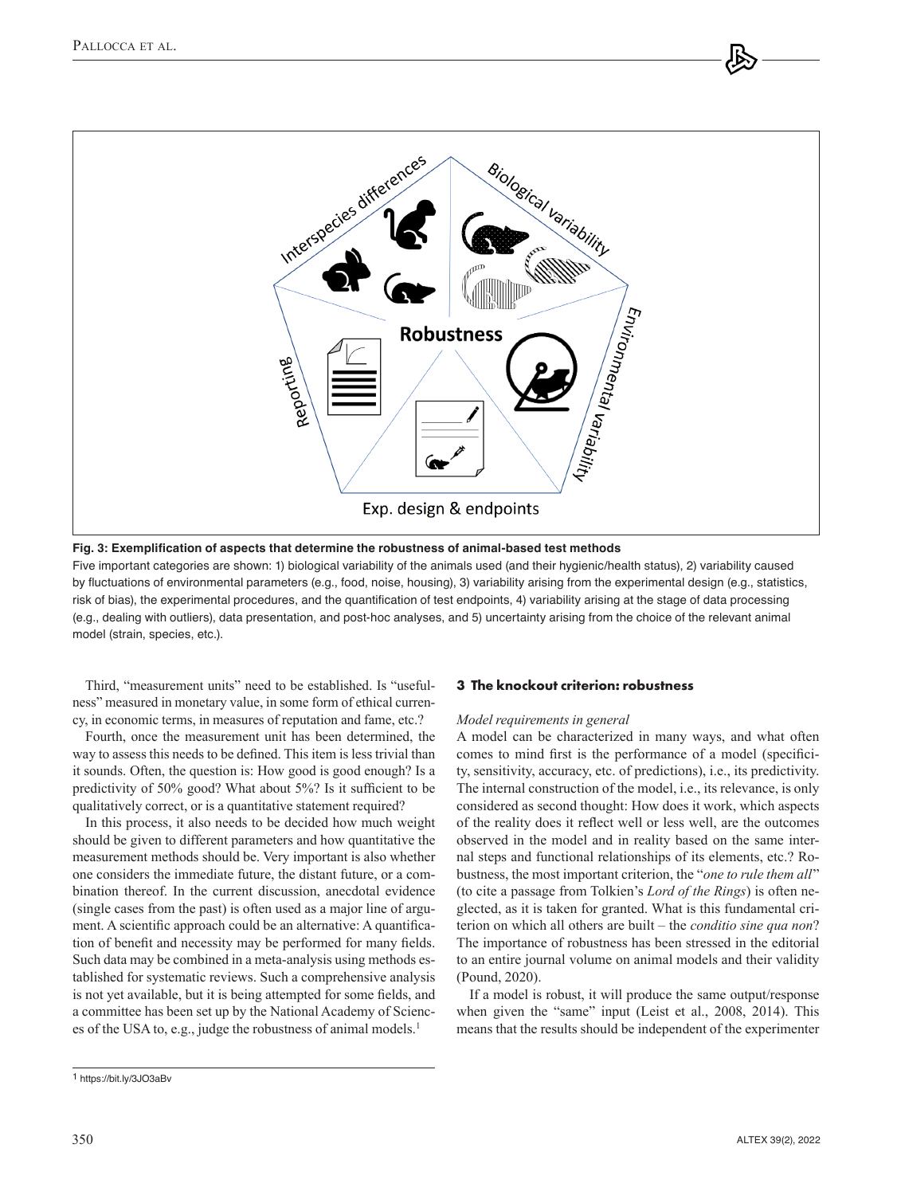Fig. 3: Exemplification of aspects that determine the robustness of animal-based test methods

Five important categories are shown: 1) biological variability of the animals used (and their hygienic/health status), 2) variability caused by fluctuations of environmental parameters (e.g., food, noise, housing), 3) variability arising from the experimental design (e.g., statistics, risk of bias), the experimental procedures, and the quantification of test endpoints, 4) variability arising at the stage of data processing (e.g., dealing with outliers), data presentation, and post-hoc analyses, and 5) uncertainty arising from the choice of the relevant animal model (strain, species, etc.).

Third, "measurement units" need to be established. Is "usefulness" measured in monetary value, in some form of ethical currency, in economic terms, in measures of reputation and fame, etc.?

Fourth, once the measurement unit has been determined, the way to assess this needs to be defined. This item is less trivial than it sounds. Often, the question is: How good is good enough? Is a predictivity of 50% good? What about 5%? Is it sufficient to be qualitatively correct, or is a quantitative statement required?

In this process, it also needs to be decided how much weight should be given to different parameters and how quantitative the measurement methods should be. Very important is also whether one considers the immediate future, the distant future, or a combination thereof. In the current discussion, anecdotal evidence (single cases from the past) is often used as a major line of argument. A scientific approach could be an alternative: A quantification of benefit and necessity may be performed for many fields. Such data may be combined in a meta-analysis using methods established for systematic reviews. Such a comprehensive analysis is not yet available, but it is being attempted for some fields, and a committee has been set up by the National Academy of Sciences of the USA to, e.g., judge the robustness of animal models.[1]

## 3 The knockout criterion: robustness

*Model requirements in general*

A model can be characterized in many ways, and what often comes to mind first is the performance of a model (specificity, sensitivity, accuracy, etc. of predictions), i.e., its predictivity. The internal construction of the model, i.e., its relevance, is only considered as second thought: How does it work, which aspects of the reality does it reflect well or less well, are the outcomes observed in the model and in reality based on the same internal steps and functional relationships of its elements, etc.? Robustness, the most important criterion, the "*one to rule them all*" (to cite a passage from Tolkien's *Lord of the Rings*) is often neglected, as it is taken for granted. What is this fundamental criterion on which all others are built – the *conditio sine qua non*? The importance of robustness has been stressed in the editorial to an entire journal volume on animal models and their validity (Pound, 2020).

If a model is robust, it will produce the same output/response when given the "same" input (Leist et al., 2008, 2014). This means that the results should be independent of the experimenter

[1] https://bit.ly/3JO3aBv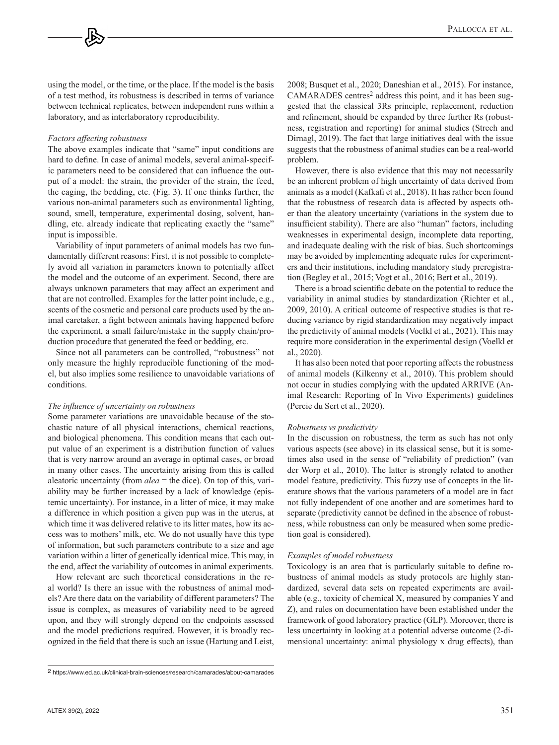using the model, or the time, or the place. If the model is the basis of a test method, its robustness is described in terms of variance between technical replicates, between independent runs within a laboratory, and as interlaboratory reproducibility.

*Factors affecting robustness*

The above examples indicate that "same" input conditions are hard to define. In case of animal models, several animal-specific parameters need to be considered that can influence the output of a model: the strain, the provider of the strain, the feed, the caging, the bedding, etc. (Fig. 3). If one thinks further, the various non-animal parameters such as environmental lighting, sound, smell, temperature, experimental dosing, solvent, handling, etc. already indicate that replicating exactly the "same" input is impossible.

Variability of input parameters of animal models has two fundamentally different reasons: First, it is not possible to completely avoid all variation in parameters known to potentially affect the model and the outcome of an experiment. Second, there are always unknown parameters that may affect an experiment and that are not controlled. Examples for the latter point include, e.g., scents of the cosmetic and personal care products used by the animal caretaker, a fight between animals having happened before the experiment, a small failure/mistake in the supply chain/production procedure that generated the feed or bedding, etc.

Since not all parameters can be controlled, "robustness" not only measure the highly reproducible functioning of the model, but also implies some resilience to unavoidable variations of conditions.

*The influence of uncertainty on robustness*

Some parameter variations are unavoidable because of the stochastic nature of all physical interactions, chemical reactions, and biological phenomena. This condition means that each output value of an experiment is a distribution function of values that is very narrow around an average in optimal cases, or broad in many other cases. The uncertainty arising from this is called aleatoric uncertainty (from *alea* = the dice). On top of this, variability may be further increased by a lack of knowledge (epistemic uncertainty). For instance, in a litter of mice, it may make a difference in which position a given pup was in the uterus, at which time it was delivered relative to its litter mates, how its access was to mothers' milk, etc. We do not usually have this type of information, but such parameters contribute to a size and age variation within a litter of genetically identical mice. This may, in the end, affect the variability of outcomes in animal experiments.

How relevant are such theoretical considerations in the real world? Is there an issue with the robustness of animal models? Are there data on the variability of different parameters? The issue is complex, as measures of variability need to be agreed upon, and they will strongly depend on the endpoints assessed and the model predictions required. However, it is broadly recognized in the field that there is such an issue (Hartung and Leist, 2008; Busquet et al., 2020; Daneshian et al., 2015). For instance, CAMARADES centres[2] address this point, and it has been suggested that the classical 3Rs principle, replacement, reduction and refinement, should be expanded by three further Rs (robustness, registration and reporting) for animal studies (Strech and Dirnagl, 2019). The fact that large initiatives deal with the issue suggests that the robustness of animal studies can be a real-world problem.

However, there is also evidence that this may not necessarily be an inherent problem of high uncertainty of data derived from animals as a model (Kafkafi et al., 2018). It has rather been found that the robustness of research data is affected by aspects other than the aleatory uncertainty (variations in the system due to insufficient stability). There are also "human" factors, including weaknesses in experimental design, incomplete data reporting, and inadequate dealing with the risk of bias. Such shortcomings may be avoided by implementing adequate rules for experimenters and their institutions, including mandatory study preregistration (Begley et al., 2015; Vogt et al., 2016; Bert et al., 2019).

There is a broad scientific debate on the potential to reduce the variability in animal studies by standardization (Richter et al., 2009, 2010). A critical outcome of respective studies is that reducing variance by rigid standardization may negatively impact the predictivity of animal models (Voelkl et al., 2021). This may require more consideration in the experimental design (Voelkl et al., 2020).

It has also been noted that poor reporting affects the robustness of animal models (Kilkenny et al., 2010). This problem should not occur in studies complying with the updated ARRIVE (Animal Research: Reporting of In Vivo Experiments) guidelines (Percie du Sert et al., 2020).

*Robustness vs predictivity*

In the discussion on robustness, the term as such has not only various aspects (see above) in its classical sense, but it is sometimes also used in the sense of "reliability of prediction" (van der Worp et al., 2010). The latter is strongly related to another model feature, predictivity. This fuzzy use of concepts in the literature shows that the various parameters of a model are in fact not fully independent of one another and are sometimes hard to separate (predictivity cannot be defined in the absence of robustness, while robustness can only be measured when some prediction goal is considered).

*Examples of model robustness*

Toxicology is an area that is particularly suitable to define robustness of animal models as study protocols are highly standardized, several data sets on repeated experiments are available (e.g., toxicity of chemical X, measured by companies Y and Z), and rules on documentation have been established under the framework of good laboratory practice (GLP). Moreover, there is less uncertainty in looking at a potential adverse outcome (2-dimensional uncertainty: animal physiology x drug effects), than

[2] https://www.ed.ac.uk/clinical-brain-sciences/research/camarades/about-camarades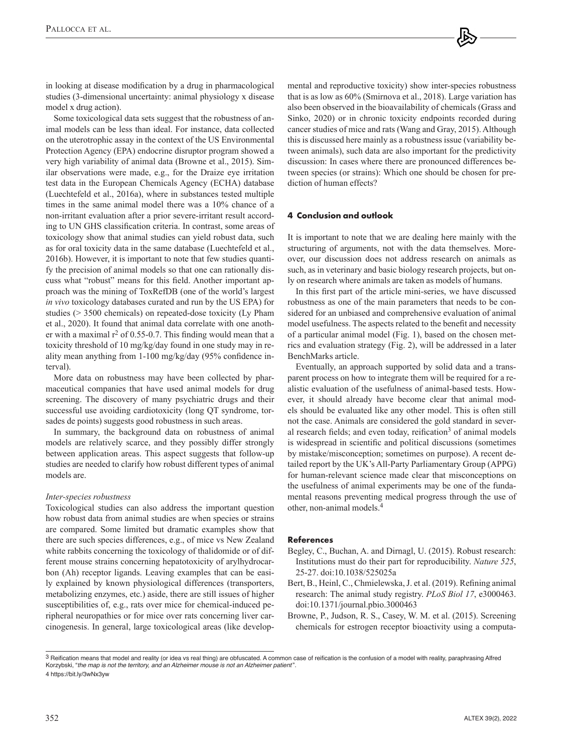in looking at disease modification by a drug in pharmacological studies (3-dimensional uncertainty: animal physiology x disease model x drug action).

Some toxicological data sets suggest that the robustness of animal models can be less than ideal. For instance, data collected on the uterotrophic assay in the context of the US Environmental Protection Agency (EPA) endocrine disruptor program showed a very high variability of animal data (Browne et al., 2015). Similar observations were made, e.g., for the Draize eye irritation test data in the European Chemicals Agency (ECHA) database (Luechtefeld et al., 2016a), where in substances tested multiple times in the same animal model there was a 10% chance of a non-irritant evaluation after a prior severe-irritant result according to UN GHS classification criteria. In contrast, some areas of toxicology show that animal studies can yield robust data, such as for oral toxicity data in the same database (Luechtefeld et al., 2016b). However, it is important to note that few studies quantify the precision of animal models so that one can rationally discuss what "robust" means for this field. Another important approach was the mining of ToxRefDB (one of the world's largest *in vivo* toxicology databases curated and run by the US EPA) for studies (> 3500 chemicals) on repeated-dose toxicity (Ly Pham et al., 2020). It found that animal data correlate with one another with a maximal $r^2$ of 0.55-0.7. This finding would mean that a toxicity threshold of 10 mg/kg/day found in one study may in reality mean anything from 1-100 mg/kg/day (95% confidence interval).

More data on robustness may have been collected by pharmaceutical companies that have used animal models for drug screening. The discovery of many psychiatric drugs and their successful use avoiding cardiotoxicity (long QT syndrome, torsades de points) suggests good robustness in such areas.

In summary, the background data on robustness of animal models are relatively scarce, and they possibly differ strongly between application areas. This aspect suggests that follow-up studies are needed to clarify how robust different types of animal models are.

*Inter-species robustness*

Toxicological studies can also address the important question how robust data from animal studies are when species or strains are compared. Some limited but dramatic examples show that there are such species differences, e.g., of mice vs New Zealand white rabbits concerning the toxicology of thalidomide or of different mouse strains concerning hepatotoxicity of arylhydrocarbon (Ah) receptor ligands. Leaving examples that can be easily explained by known physiological differences (transporters, metabolizing enzymes, etc.) aside, there are still issues of higher susceptibilities of, e.g., rats over mice for chemical-induced peripheral neuropathies or for mice over rats concerning liver carcinogenesis. In general, large toxicological areas (like developmental and reproductive toxicity) show inter-species robustness that is as low as 60% (Smirnova et al., 2018). Large variation has also been observed in the bioavailability of chemicals (Grass and Sinko, 2020) or in chronic toxicity endpoints recorded during cancer studies of mice and rats (Wang and Gray, 2015). Although this is discussed here mainly as a robustness issue (variability between animals), such data are also important for the predictivity discussion: In cases where there are pronounced differences between species (or strains): Which one should be chosen for prediction of human effects?

## 4 Conclusion and outlook

It is important to note that we are dealing here mainly with the structuring of arguments, not with the data themselves. Moreover, our discussion does not address research on animals as such, as in veterinary and basic biology research projects, but only on research where animals are taken as models of humans.

In this first part of the article mini-series, we have discussed robustness as one of the main parameters that needs to be considered for an unbiased and comprehensive evaluation of animal model usefulness. The aspects related to the benefit and necessity of a particular animal model (Fig. 1), based on the chosen metrics and evaluation strategy (Fig. 2), will be addressed in a later BenchMarks article.

Eventually, an approach supported by solid data and a transparent process on how to integrate them will be required for a realistic evaluation of the usefulness of animal-based tests. However, it should already have become clear that animal models should be evaluated like any other model. This is often still not the case. Animals are considered the gold standard in several research fields; and even today, reification[3] of animal models is widespread in scientific and political discussions (sometimes by mistake/misconception; sometimes on purpose). A recent detailed report by the UK's All-Party Parliamentary Group (APPG) for human-relevant science made clear that misconceptions on the usefulness of animal experiments may be one of the fundamental reasons preventing medical progress through the use of other, non-animal models.[4]

## References

Begley, C., Buchan, A. and Dirnagl, U. (2015). Robust research: Institutions must do their part for reproducibility. *Nature 525*, 25-27. doi:10.1038/525025a

Bert, B., Heinl, C., Chmielewska, J. et al. (2019). Refining animal research: The animal study registry. *PLoS Biol 17*, e3000463. doi:10.1371/journal.pbio.3000463

Browne, P., Judson, R. S., Casey, W. M. et al. (2015). Screening chemicals for estrogen receptor bioactivity using a computa-

---

[3] Reification means that model and reality (or idea vs real thing) are obfuscated. A common case of reification is the confusion of a model with reality, paraphrasing Alfred Korzybski, "*the map is not the territory, and an Alzheimer mouse is not an Alzheimer patient*".

[4] https://bit.ly/3wNx3yw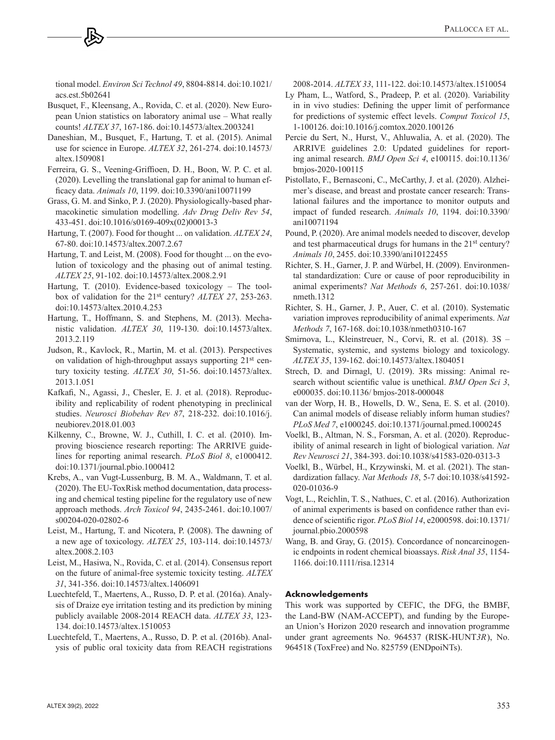tional model. *Environ Sci Technol 49*, 8804-8814. doi:10.1021/acs.est.5b02641

Busquet, F., Kleensang, A., Rovida, C. et al. (2020). New European Union statistics on laboratory animal use – What really counts! *ALTEX 37*, 167-186. doi:10.14573/altex.2003241

Daneshian, M., Busquet, F., Hartung, T. et al. (2015). Animal use for science in Europe. *ALTEX 32*, 261-274. doi:10.14573/altex.1509081

Ferreira, G. S., Veening-Griffioen, D. H., Boon, W. P. C. et al. (2020). Levelling the translational gap for animal to human efficacy data. *Animals 10*, 1199. doi:10.3390/ani10071199

Grass, G. M. and Sinko, P. J. (2020). Physiologically-based pharmacokinetic simulation modelling. *Adv Drug Deliv Rev 54*, 433-451. doi:10.1016/s0169-409x(02)00013-3

Hartung, T. (2007). Food for thought ... on validation. *ALTEX 24*, 67-80. doi:10.14573/altex.2007.2.67

Hartung, T. and Leist, M. (2008). Food for thought ... on the evolution of toxicology and the phasing out of animal testing. *ALTEX 25*, 91-102. doi:10.14573/altex.2008.2.91

Hartung, T. (2010). Evidence-based toxicology – The toolbox of validation for the 21st century? *ALTEX 27*, 253-263. doi:10.14573/altex.2010.4.253

Hartung, T., Hoffmann, S. and Stephens, M. (2013). Mechanistic validation. *ALTEX 30*, 119-130. doi:10.14573/altex.2013.2.119

Judson, R., Kavlock, R., Martin, M. et al. (2013). Perspectives on validation of high-throughput assays supporting 21st century toxicity testing. *ALTEX 30*, 51-56. doi:10.14573/altex.2013.1.051

Kafkafi, N., Agassi, J., Chesler, E. J. et al. (2018). Reproducibility and replicability of rodent phenotyping in preclinical studies. *Neurosci Biobehav Rev 87*, 218-232. doi:10.1016/j.neubiorev.2018.01.003

Kilkenny, C., Browne, W. J., Cuthill, I. C. et al. (2010). Improving bioscience research reporting: The ARRIVE guidelines for reporting animal research. *PLoS Biol 8*, e1000412. doi:10.1371/journal.pbio.1000412

Krebs, A., van Vugt-Lussenburg, B. M. A., Waldmann, T. et al. (2020). The EU-ToxRisk method documentation, data processing and chemical testing pipeline for the regulatory use of new approach methods. *Arch Toxicol 94*, 2435-2461. doi:10.1007/s00204-020-02802-6

Leist, M., Hartung, T. and Nicotera, P. (2008). The dawning of a new age of toxicology. *ALTEX 25*, 103-114. doi:10.14573/altex.2008.2.103

Leist, M., Hasiwa, N., Rovida, C. et al. (2014). Consensus report on the future of animal-free systemic toxicity testing. *ALTEX 31*, 341-356. doi:10.14573/altex.1406091

Luechtefeld, T., Maertens, A., Russo, D. P. et al. (2016a). Analysis of Draize eye irritation testing and its prediction by mining publicly available 2008-2014 REACH data. *ALTEX 33*, 123-134. doi:10.14573/altex.1510053

Luechtefeld, T., Maertens, A., Russo, D. P. et al. (2016b). Analysis of public oral toxicity data from REACH registrations 2008-2014. *ALTEX 33*, 111-122. doi:10.14573/altex.1510054

Ly Pham, L., Watford, S., Pradeep, P. et al. (2020). Variability in in vivo studies: Defining the upper limit of performance for predictions of systemic effect levels. *Comput Toxicol 15*, 1-100126. doi:10.1016/j.comtox.2020.100126

Percie du Sert, N., Hurst, V., Ahluwalia, A. et al. (2020). The ARRIVE guidelines 2.0: Updated guidelines for reporting animal research. *BMJ Open Sci 4*, e100115. doi:10.1136/bmjos-2020-100115

Pistollato, F., Bernasconi, C., McCarthy, J. et al. (2020). Alzheimer's disease, and breast and prostate cancer research: Translational failures and the importance to monitor outputs and impact of funded research. *Animals 10*, 1194. doi:10.3390/ani10071194

Pound, P. (2020). Are animal models needed to discover, develop and test pharmaceutical drugs for humans in the 21st century? *Animals 10*, 2455. doi:10.3390/ani10122455

Richter, S. H., Garner, J. P. and Würbel, H. (2009). Environmental standardization: Cure or cause of poor reproducibility in animal experiments? *Nat Methods 6*, 257-261. doi:10.1038/nmeth.1312

Richter, S. H., Garner, J. P., Auer, C. et al. (2010). Systematic variation improves reproducibility of animal experiments. *Nat Methods 7*, 167-168. doi:10.1038/nmeth0310-167

Smirnova, L., Kleinstreuer, N., Corvi, R. et al. (2018). 3S – Systematic, systemic, and systems biology and toxicology. *ALTEX 35*, 139-162. doi:10.14573/altex.1804051

Strech, D. and Dirnagl, U. (2019). 3Rs missing: Animal research without scientific value is unethical. *BMJ Open Sci 3*, e000035. doi:10.1136/ bmjos-2018-000048

van der Worp, H. B., Howells, D. W., Sena, E. S. et al. (2010). Can animal models of disease reliably inform human studies? *PLoS Med 7*, e1000245. doi:10.1371/journal.pmed.1000245

Voelkl, B., Altman, N. S., Forsman, A. et al. (2020). Reproducibility of animal research in light of biological variation. *Nat Rev Neurosci 21*, 384-393. doi:10.1038/s41583-020-0313-3

Voelkl, B., Würbel, H., Krzywinski, M. et al. (2021). The standardization fallacy. *Nat Methods 18*, 5-7 doi:10.1038/s41592-020-01036-9

Vogt, L., Reichlin, T. S., Nathues, C. et al. (2016). Authorization of animal experiments is based on confidence rather than evidence of scientific rigor. *PLoS Biol 14*, e2000598. doi:10.1371/journal.pbio.2000598

Wang, B. and Gray, G. (2015). Concordance of noncarcinogenic endpoints in rodent chemical bioassays. *Risk Anal 35*, 1154-1166. doi:10.1111/risa.12314

### Acknowledgements

This work was supported by CEFIC, the DFG, the BMBF, the Land-BW (NAM-ACCEPT), and funding by the European Union's Horizon 2020 research and innovation programme under grant agreements No. 964537 (RISK-HUNT*3R*), No. 964518 (ToxFree) and No. 825759 (ENDpoiNTs).